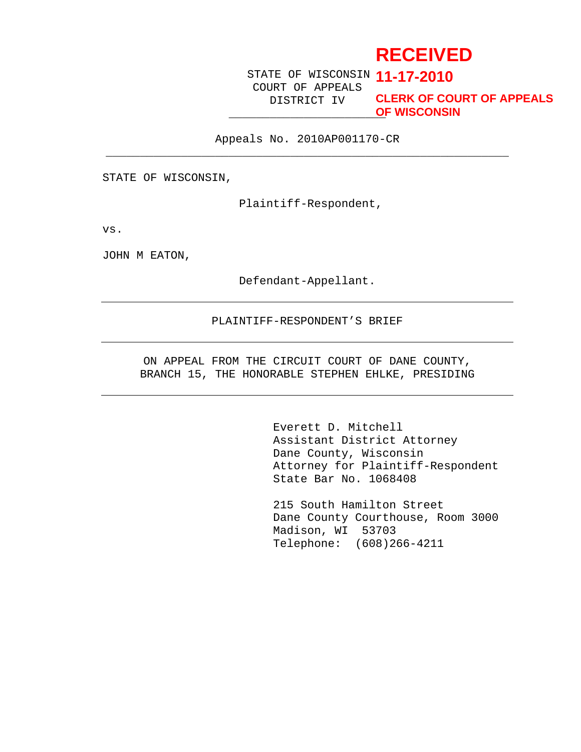**RECEIVED**
**11-17-2010**
**CLERK OF COURT OF APPEALS OF WISCONSIN**

STATE OF WISCONSIN
COURT OF APPEALS
DISTRICT IV

---

Appeals No. 2010AP001170-CR

---

STATE OF WISCONSIN,

Plaintiff-Respondent,

vs.

JOHN M EATON,

Defendant-Appellant.

---

PLAINTIFF-RESPONDENT'S BRIEF

---

ON APPEAL FROM THE CIRCUIT COURT OF DANE COUNTY,
BRANCH 15, THE HONORABLE STEPHEN EHLKE, PRESIDING

---

Everett D. Mitchell
Assistant District Attorney
Dane County, Wisconsin
Attorney for Plaintiff-Respondent
State Bar No. 1068408

215 South Hamilton Street
Dane County Courthouse, Room 3000
Madison, WI 53703
Telephone: (608)266-4211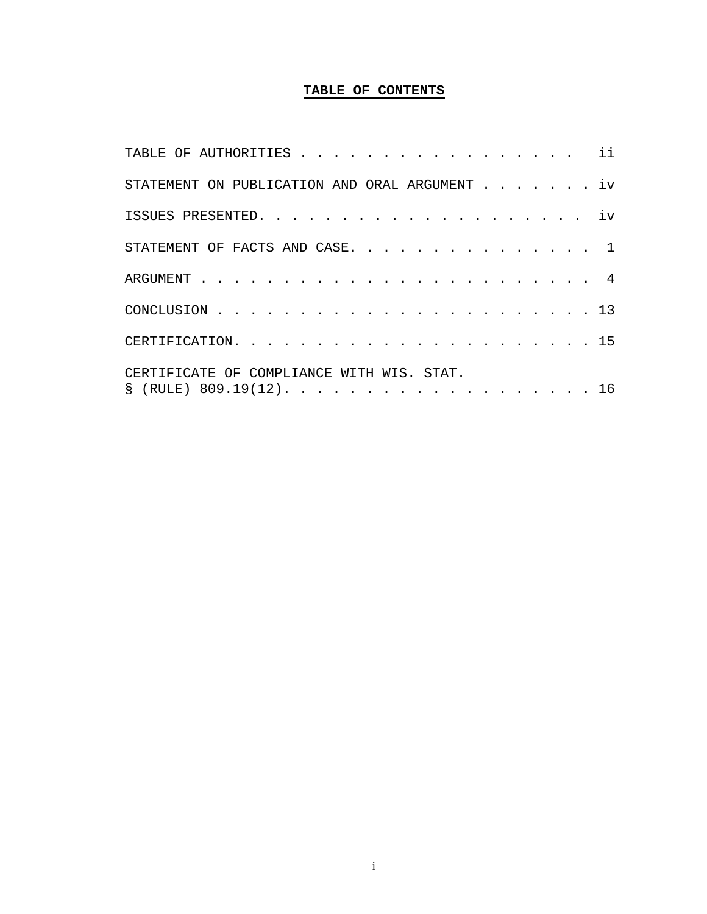# TABLE OF CONTENTS

| | |
|---|---|
| TABLE OF AUTHORITIES | ii |
| STATEMENT ON PUBLICATION AND ORAL ARGUMENT | iv |
| ISSUES PRESENTED | iv |
| STATEMENT OF FACTS AND CASE | 1 |
| ARGUMENT | 4 |
| CONCLUSION | 13 |
| CERTIFICATION | 15 |
| CERTIFICATE OF COMPLIANCE WITH WIS. STAT. § (RULE) 809.19(12) | 16 |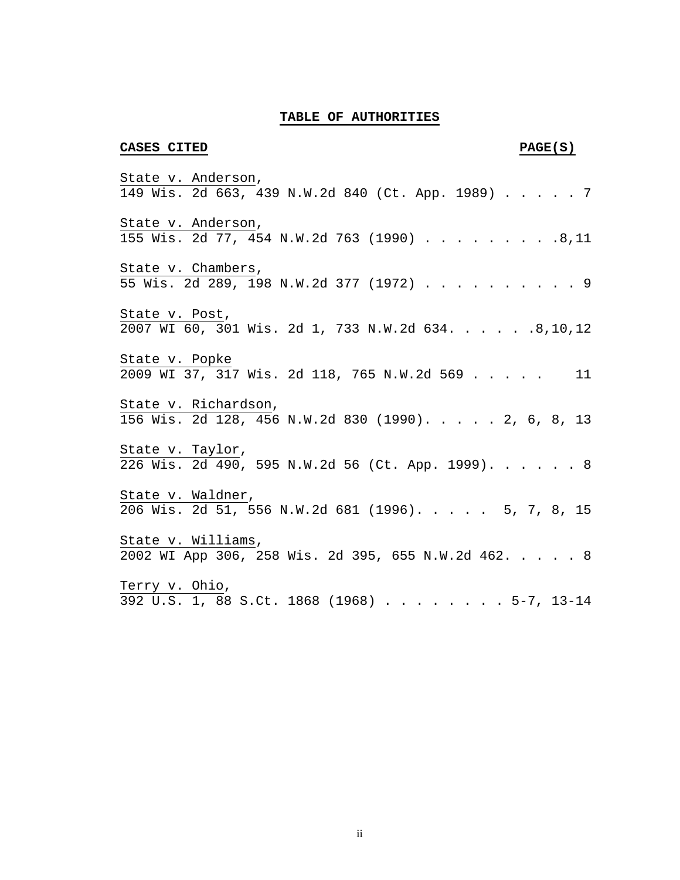# TABLE OF AUTHORITIES

**CASES CITED** **PAGE(S)**

State v. Anderson,
149 Wis. 2d 663, 439 N.W.2d 840 (Ct. App. 1989) . . . . . 7

State v. Anderson,
155 Wis. 2d 77, 454 N.W.2d 763 (1990) . . . . . . . . .8,11

State v. Chambers,
55 Wis. 2d 289, 198 N.W.2d 377 (1972) . . . . . . . . . . 9

State v. Post,
2007 WI 60, 301 Wis. 2d 1, 733 N.W.2d 634. . . . . .8,10,12

State v. Popke
2009 WI 37, 317 Wis. 2d 118, 765 N.W.2d 569 . . . . . 11

State v. Richardson,
156 Wis. 2d 128, 456 N.W.2d 830 (1990). . . . . 2, 6, 8, 13

State v. Taylor,
226 Wis. 2d 490, 595 N.W.2d 56 (Ct. App. 1999). . . . . . 8

State v. Waldner,
206 Wis. 2d 51, 556 N.W.2d 681 (1996). . . . . 5, 7, 8, 15

State v. Williams,
2002 WI App 306, 258 Wis. 2d 395, 655 N.W.2d 462. . . . . 8

Terry v. Ohio,
392 U.S. 1, 88 S.Ct. 1868 (1968) . . . . . . . . . 5-7, 13-14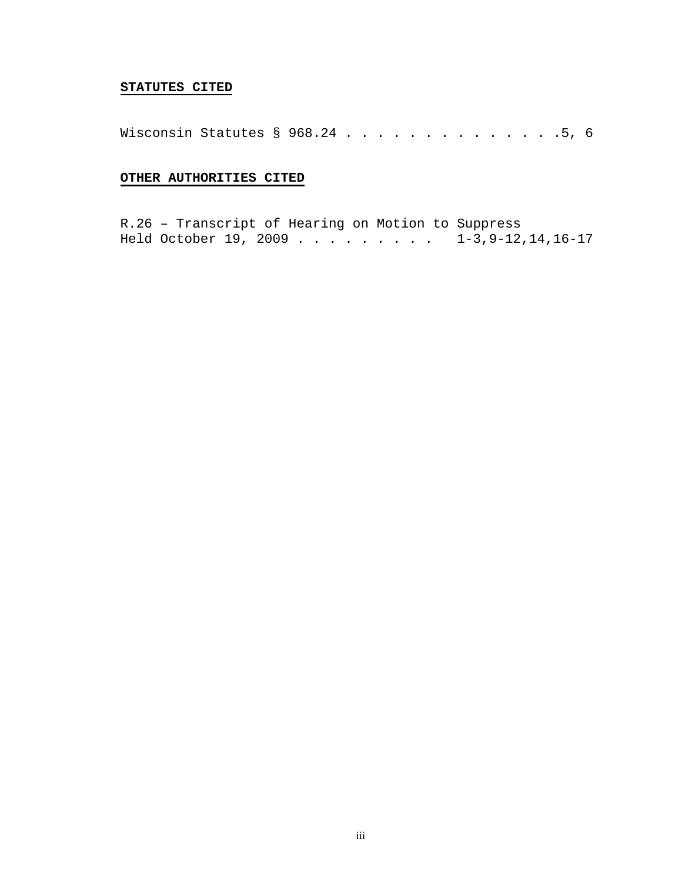**STATUTES CITED**

Wisconsin Statutes § 968.24 . . . . . . . . . . . . . . .5, 6

**OTHER AUTHORITIES CITED**

R.26 – Transcript of Hearing on Motion to Suppress
Held October 19, 2009 . . . . . . . . . . 1-3,9-12,14,16-17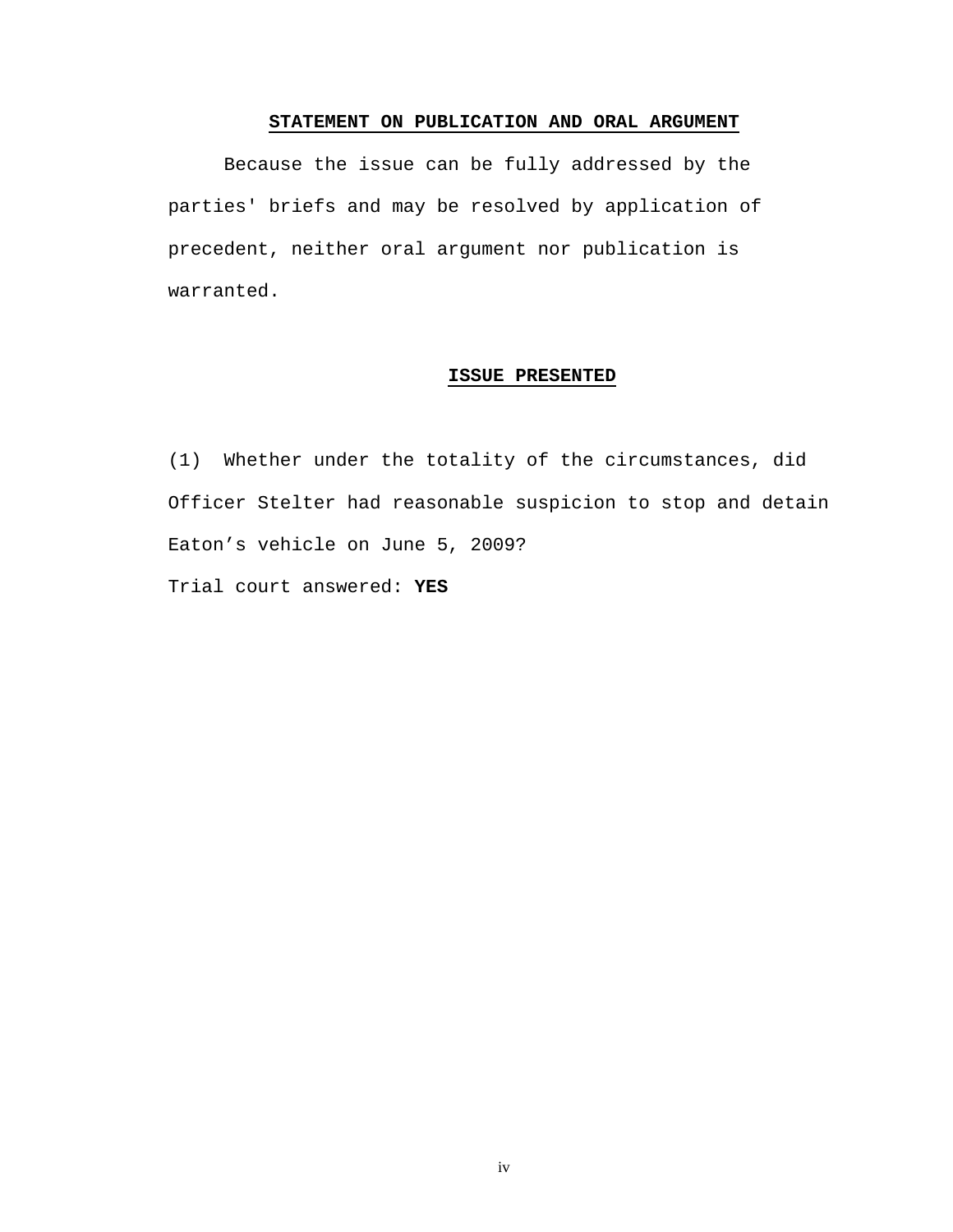## STATEMENT ON PUBLICATION AND ORAL ARGUMENT

Because the issue can be fully addressed by the parties' briefs and may be resolved by application of precedent, neither oral argument nor publication is warranted.

## ISSUE PRESENTED

(1) Whether under the totality of the circumstances, did Officer Stelter had reasonable suspicion to stop and detain Eaton's vehicle on June 5, 2009?

Trial court answered: **YES**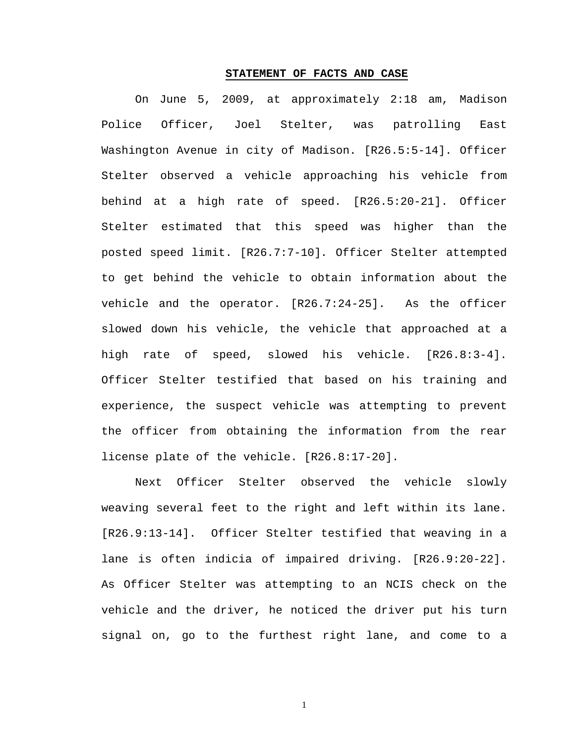**STATEMENT OF FACTS AND CASE**

On June 5, 2009, at approximately 2:18 am, Madison Police Officer, Joel Stelter, was patrolling East Washington Avenue in city of Madison. [R26.5:5-14]. Officer Stelter observed a vehicle approaching his vehicle from behind at a high rate of speed. [R26.5:20-21]. Officer Stelter estimated that this speed was higher than the posted speed limit. [R26.7:7-10]. Officer Stelter attempted to get behind the vehicle to obtain information about the vehicle and the operator. [R26.7:24-25]. As the officer slowed down his vehicle, the vehicle that approached at a high rate of speed, slowed his vehicle. [R26.8:3-4]. Officer Stelter testified that based on his training and experience, the suspect vehicle was attempting to prevent the officer from obtaining the information from the rear license plate of the vehicle. [R26.8:17-20].

Next Officer Stelter observed the vehicle slowly weaving several feet to the right and left within its lane. [R26.9:13-14]. Officer Stelter testified that weaving in a lane is often indicia of impaired driving. [R26.9:20-22]. As Officer Stelter was attempting to an NCIS check on the vehicle and the driver, he noticed the driver put his turn signal on, go to the furthest right lane, and come to a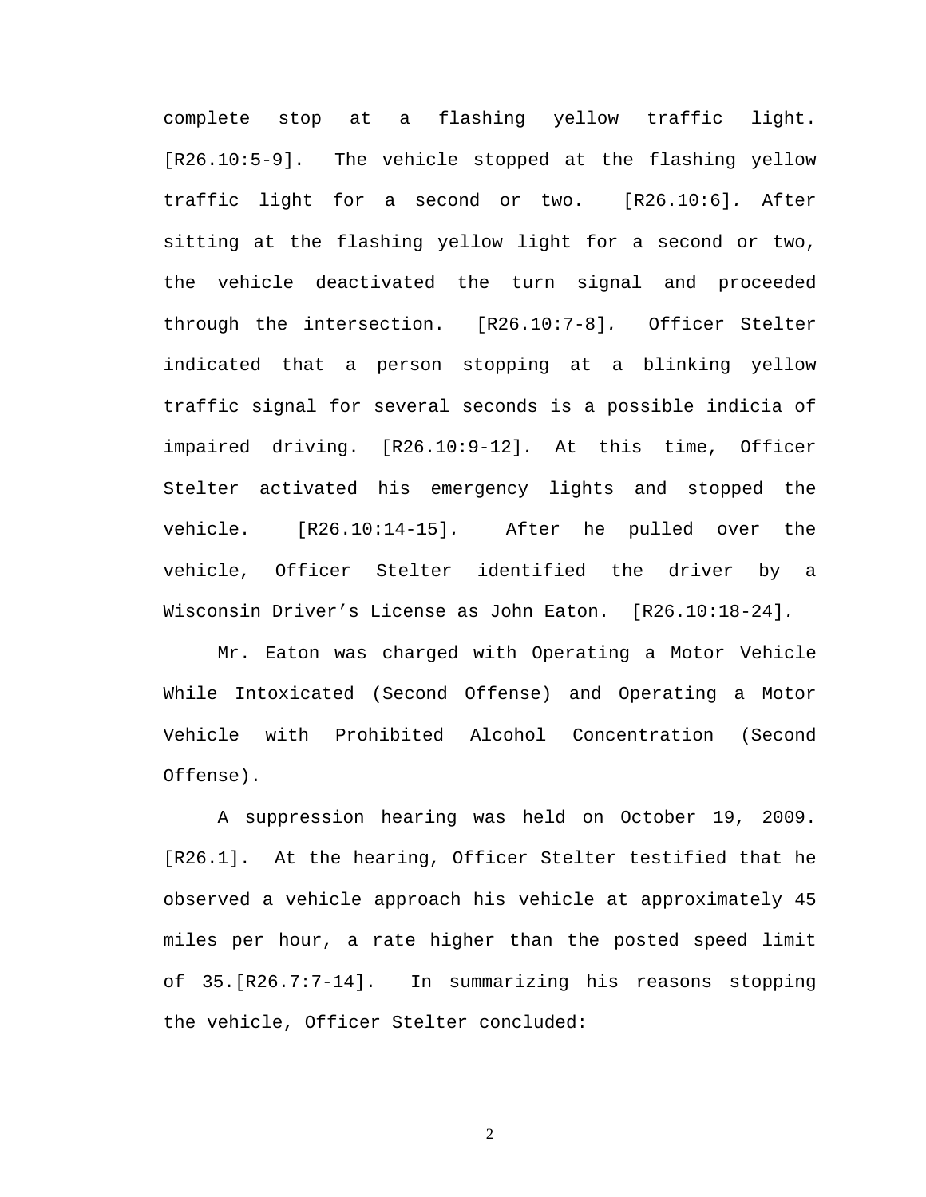complete stop at a flashing yellow traffic light. [R26.10:5-9]. The vehicle stopped at the flashing yellow traffic light for a second or two. [R26.10:6]. After sitting at the flashing yellow light for a second or two, the vehicle deactivated the turn signal and proceeded through the intersection. [R26.10:7-8]. Officer Stelter indicated that a person stopping at a blinking yellow traffic signal for several seconds is a possible indicia of impaired driving. [R26.10:9-12]. At this time, Officer Stelter activated his emergency lights and stopped the vehicle. [R26.10:14-15]. After he pulled over the vehicle, Officer Stelter identified the driver by a Wisconsin Driver's License as John Eaton. [R26.10:18-24].

Mr. Eaton was charged with Operating a Motor Vehicle While Intoxicated (Second Offense) and Operating a Motor Vehicle with Prohibited Alcohol Concentration (Second Offense).

A suppression hearing was held on October 19, 2009. [R26.1]. At the hearing, Officer Stelter testified that he observed a vehicle approach his vehicle at approximately 45 miles per hour, a rate higher than the posted speed limit of 35.[R26.7:7-14]. In summarizing his reasons stopping the vehicle, Officer Stelter concluded: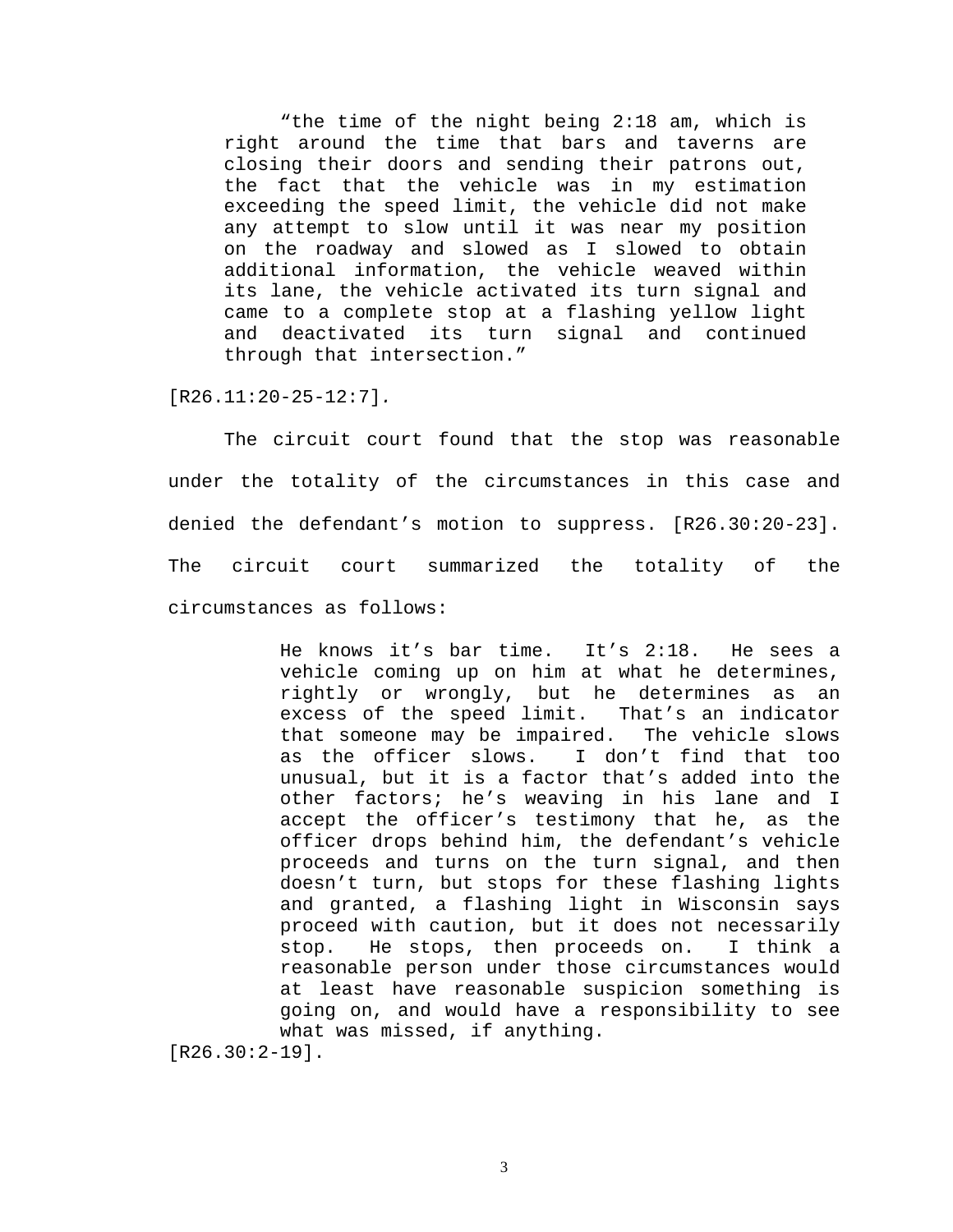> "the time of the night being 2:18 am, which is right around the time that bars and taverns are closing their doors and sending their patrons out, the fact that the vehicle was in my estimation exceeding the speed limit, the vehicle did not make any attempt to slow until it was near my position on the roadway and slowed as I slowed to obtain additional information, the vehicle weaved within its lane, the vehicle activated its turn signal and came to a complete stop at a flashing yellow light and deactivated its turn signal and continued through that intersection."

[R26.11:20-25-12:7].

The circuit court found that the stop was reasonable under the totality of the circumstances in this case and denied the defendant's motion to suppress. [R26.30:20-23]. The circuit court summarized the totality of the circumstances as follows:

> He knows it's bar time. It's 2:18. He sees a vehicle coming up on him at what he determines, rightly or wrongly, but he determines as an excess of the speed limit. That's an indicator that someone may be impaired. The vehicle slows as the officer slows. I don't find that too unusual, but it is a factor that's added into the other factors; he's weaving in his lane and I accept the officer's testimony that he, as the officer drops behind him, the defendant's vehicle proceeds and turns on the turn signal, and then doesn't turn, but stops for these flashing lights and granted, a flashing light in Wisconsin says proceed with caution, but it does not necessarily stop. He stops, then proceeds on. I think a reasonable person under those circumstances would at least have reasonable suspicion something is going on, and would have a responsibility to see what was missed, if anything.

[R26.30:2-19].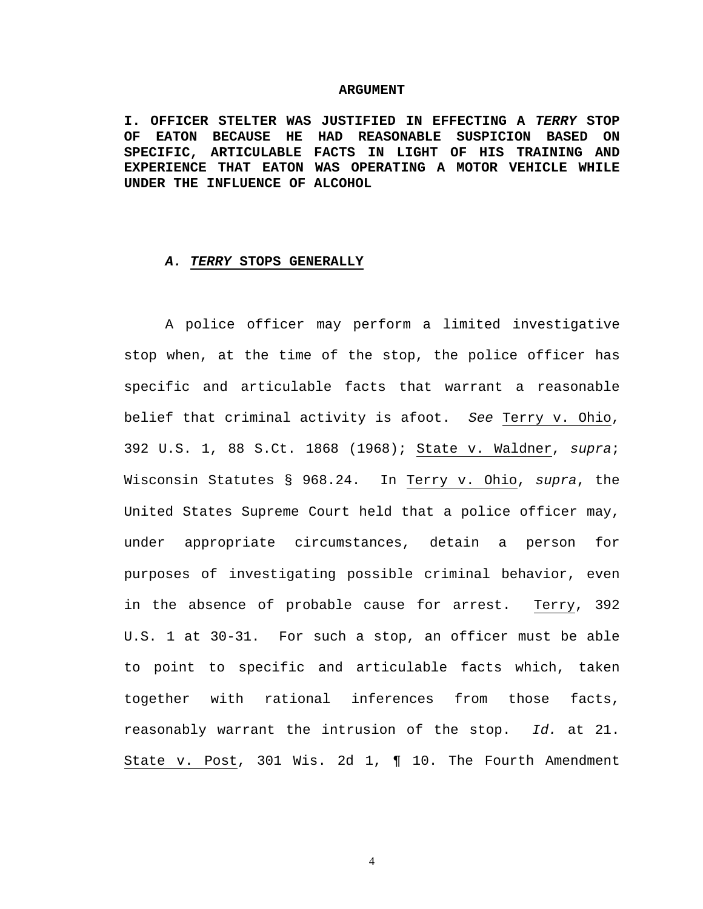# ARGUMENT

## I. OFFICER STELTER WAS JUSTIFIED IN EFFECTING A *TERRY* STOP OF EATON BECAUSE HE HAD REASONABLE SUSPICION BASED ON SPECIFIC, ARTICULABLE FACTS IN LIGHT OF HIS TRAINING AND EXPERIENCE THAT EATON WAS OPERATING A MOTOR VEHICLE WHILE UNDER THE INFLUENCE OF ALCOHOL

### *A. TERRY* STOPS GENERALLY

A police officer may perform a limited investigative stop when, at the time of the stop, the police officer has specific and articulable facts that warrant a reasonable belief that criminal activity is afoot. *See* Terry v. Ohio, 392 U.S. 1, 88 S.Ct. 1868 (1968); State v. Waldner, *supra*; Wisconsin Statutes § 968.24. In Terry v. Ohio, *supra*, the United States Supreme Court held that a police officer may, under appropriate circumstances, detain a person for purposes of investigating possible criminal behavior, even in the absence of probable cause for arrest. Terry, 392 U.S. 1 at 30-31. For such a stop, an officer must be able to point to specific and articulable facts which, taken together with rational inferences from those facts, reasonably warrant the intrusion of the stop. *Id.* at 21. State v. Post, 301 Wis. 2d 1, ¶ 10. The Fourth Amendment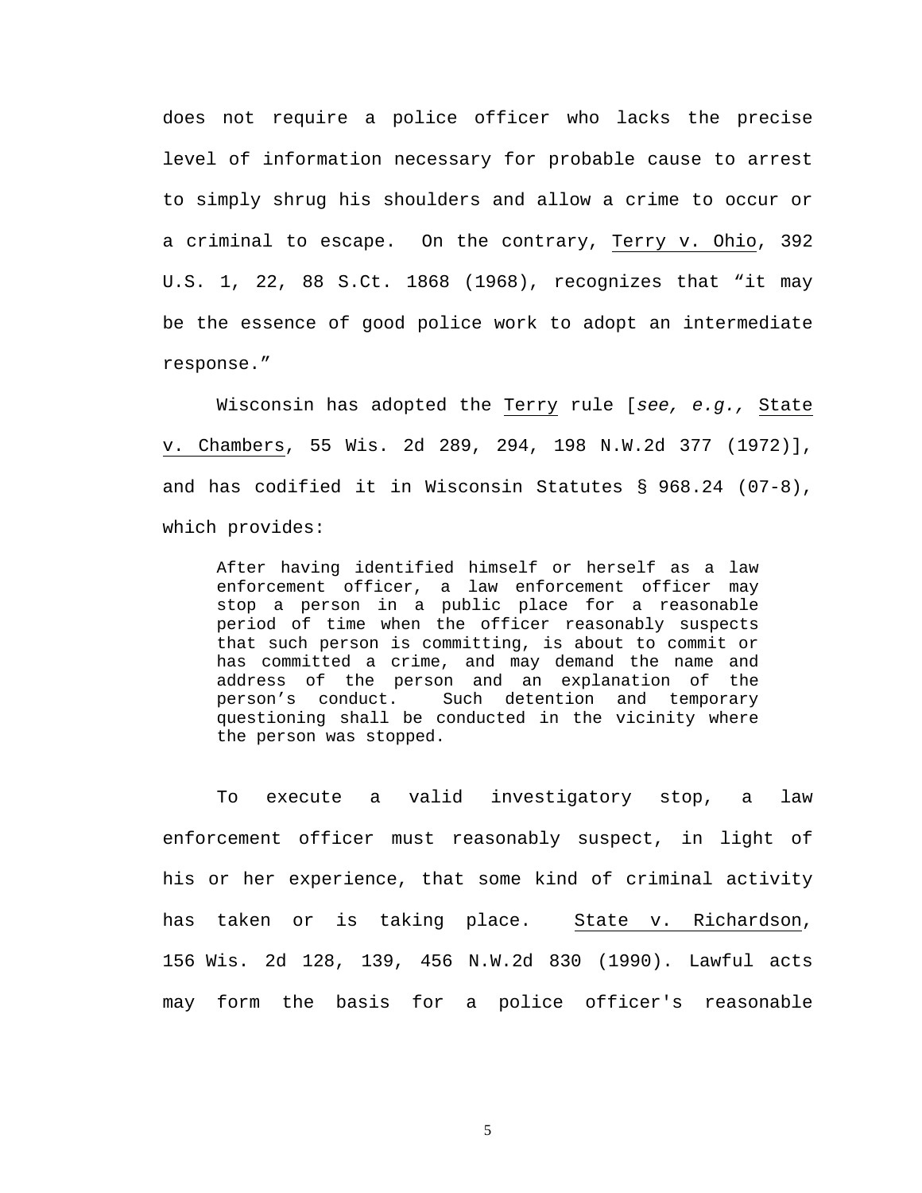does not require a police officer who lacks the precise level of information necessary for probable cause to arrest to simply shrug his shoulders and allow a crime to occur or a criminal to escape. On the contrary, Terry v. Ohio, 392 U.S. 1, 22, 88 S.Ct. 1868 (1968), recognizes that "it may be the essence of good police work to adopt an intermediate response."

Wisconsin has adopted the Terry rule [*see, e.g.,* State v. Chambers, 55 Wis. 2d 289, 294, 198 N.W.2d 377 (1972)], and has codified it in Wisconsin Statutes § 968.24 (07-8), which provides:

> After having identified himself or herself as a law enforcement officer, a law enforcement officer may stop a person in a public place for a reasonable period of time when the officer reasonably suspects that such person is committing, is about to commit or has committed a crime, and may demand the name and address of the person and an explanation of the person's conduct. Such detention and temporary questioning shall be conducted in the vicinity where the person was stopped.

To execute a valid investigatory stop, a law enforcement officer must reasonably suspect, in light of his or her experience, that some kind of criminal activity has taken or is taking place. State v. Richardson, 156 Wis. 2d 128, 139, 456 N.W.2d 830 (1990). Lawful acts may form the basis for a police officer's reasonable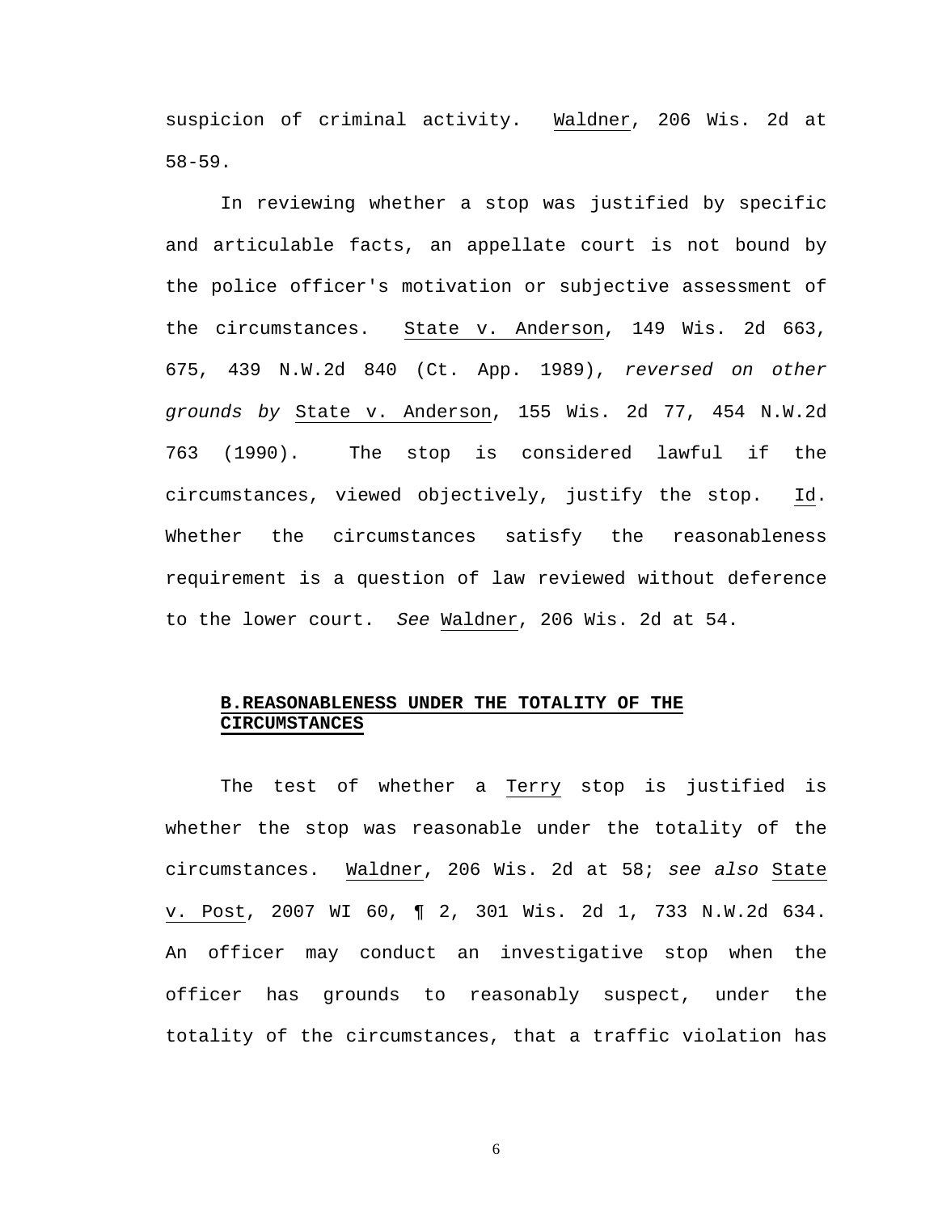suspicion of criminal activity. Waldner, 206 Wis. 2d at 58-59.

In reviewing whether a stop was justified by specific and articulable facts, an appellate court is not bound by the police officer's motivation or subjective assessment of the circumstances. State v. Anderson, 149 Wis. 2d 663, 675, 439 N.W.2d 840 (Ct. App. 1989), *reversed on other grounds by* State v. Anderson, 155 Wis. 2d 77, 454 N.W.2d 763 (1990). The stop is considered lawful if the circumstances, viewed objectively, justify the stop. Id. Whether the circumstances satisfy the reasonableness requirement is a question of law reviewed without deference to the lower court. *See* Waldner, 206 Wis. 2d at 54.

## B. REASONABLENESS UNDER THE TOTALITY OF THE CIRCUMSTANCES

The test of whether a Terry stop is justified is whether the stop was reasonable under the totality of the circumstances. Waldner, 206 Wis. 2d at 58; *see also* State v. Post, 2007 WI 60, ¶ 2, 301 Wis. 2d 1, 733 N.W.2d 634. An officer may conduct an investigative stop when the officer has grounds to reasonably suspect, under the totality of the circumstances, that a traffic violation has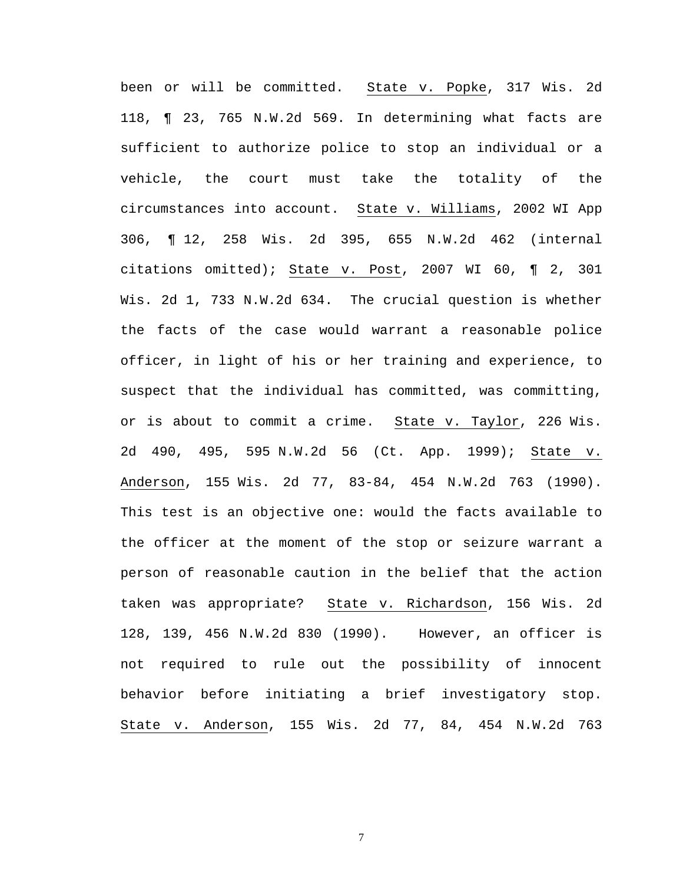been or will be committed. State v. Popke, 317 Wis. 2d 118, ¶ 23, 765 N.W.2d 569. In determining what facts are sufficient to authorize police to stop an individual or a vehicle, the court must take the totality of the circumstances into account. State v. Williams, 2002 WI App 306, ¶ 12, 258 Wis. 2d 395, 655 N.W.2d 462 (internal citations omitted); State v. Post, 2007 WI 60, ¶ 2, 301 Wis. 2d 1, 733 N.W.2d 634. The crucial question is whether the facts of the case would warrant a reasonable police officer, in light of his or her training and experience, to suspect that the individual has committed, was committing, or is about to commit a crime. State v. Taylor, 226 Wis. 2d 490, 495, 595 N.W.2d 56 (Ct. App. 1999); State v. Anderson, 155 Wis. 2d 77, 83-84, 454 N.W.2d 763 (1990). This test is an objective one: would the facts available to the officer at the moment of the stop or seizure warrant a person of reasonable caution in the belief that the action taken was appropriate? State v. Richardson, 156 Wis. 2d 128, 139, 456 N.W.2d 830 (1990). However, an officer is not required to rule out the possibility of innocent behavior before initiating a brief investigatory stop. State v. Anderson, 155 Wis. 2d 77, 84, 454 N.W.2d 763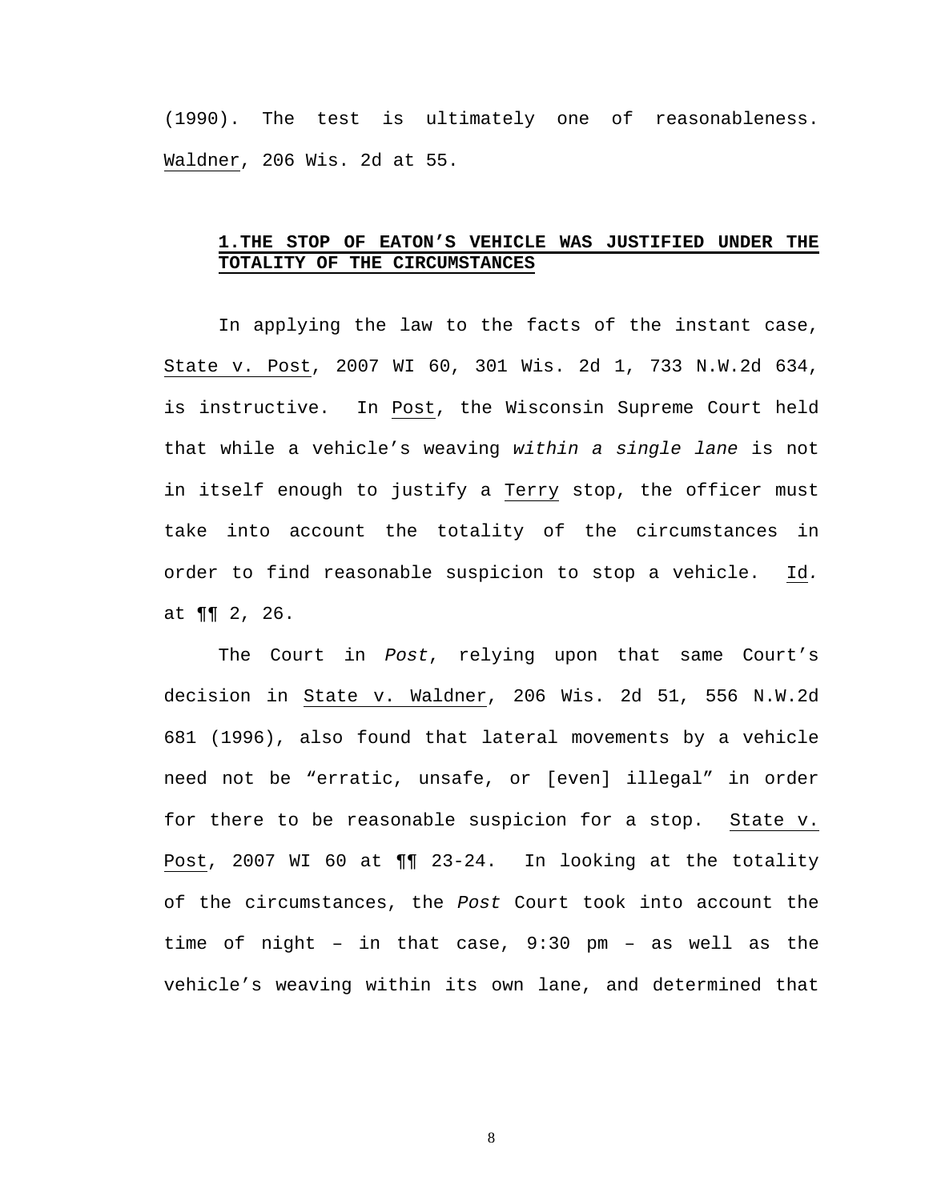(1990). The test is ultimately one of reasonableness. Waldner, 206 Wis. 2d at 55.

### 1. THE STOP OF EATON'S VEHICLE WAS JUSTIFIED UNDER THE TOTALITY OF THE CIRCUMSTANCES

In applying the law to the facts of the instant case, State v. Post, 2007 WI 60, 301 Wis. 2d 1, 733 N.W.2d 634, is instructive. In Post, the Wisconsin Supreme Court held that while a vehicle's weaving *within a single lane* is not in itself enough to justify a Terry stop, the officer must take into account the totality of the circumstances in order to find reasonable suspicion to stop a vehicle. Id. at ¶¶ 2, 26.

The Court in *Post*, relying upon that same Court's decision in State v. Waldner, 206 Wis. 2d 51, 556 N.W.2d 681 (1996), also found that lateral movements by a vehicle need not be "erratic, unsafe, or [even] illegal" in order for there to be reasonable suspicion for a stop. State v. Post, 2007 WI 60 at ¶¶ 23-24. In looking at the totality of the circumstances, the *Post* Court took into account the time of night – in that case, 9:30 pm – as well as the vehicle's weaving within its own lane, and determined that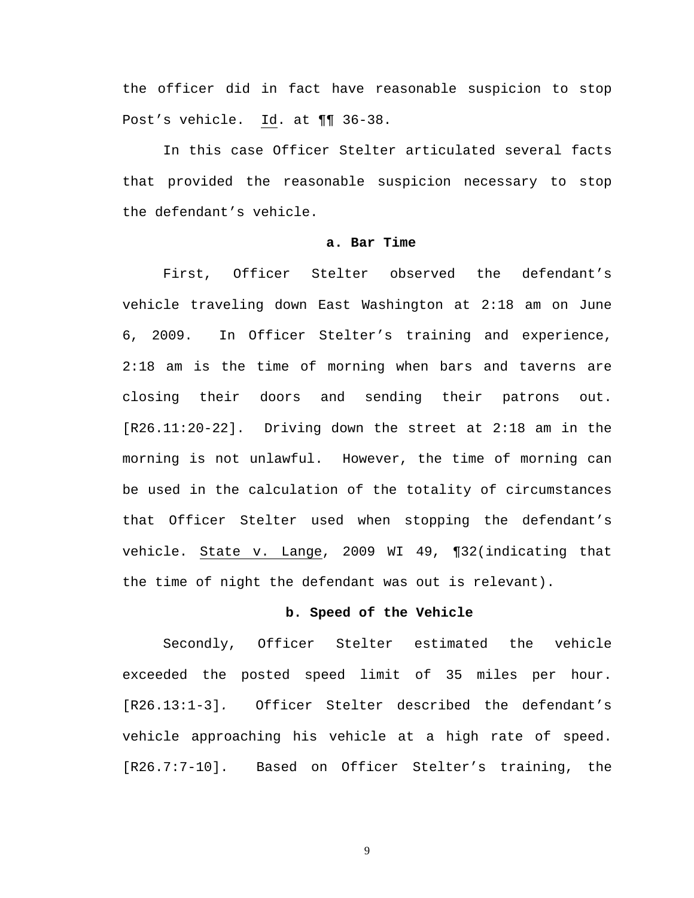the officer did in fact have reasonable suspicion to stop Post's vehicle. Id. at ¶¶ 36-38.

In this case Officer Stelter articulated several facts that provided the reasonable suspicion necessary to stop the defendant's vehicle.

**a. Bar Time**

First, Officer Stelter observed the defendant's vehicle traveling down East Washington at 2:18 am on June 6, 2009. In Officer Stelter's training and experience, 2:18 am is the time of morning when bars and taverns are closing their doors and sending their patrons out. [R26.11:20-22]. Driving down the street at 2:18 am in the morning is not unlawful. However, the time of morning can be used in the calculation of the totality of circumstances that Officer Stelter used when stopping the defendant's vehicle. State v. Lange, 2009 WI 49, ¶32(indicating that the time of night the defendant was out is relevant).

**b. Speed of the Vehicle**

Secondly, Officer Stelter estimated the vehicle exceeded the posted speed limit of 35 miles per hour. [R26.13:1-3]. Officer Stelter described the defendant's vehicle approaching his vehicle at a high rate of speed. [R26.7:7-10]. Based on Officer Stelter's training, the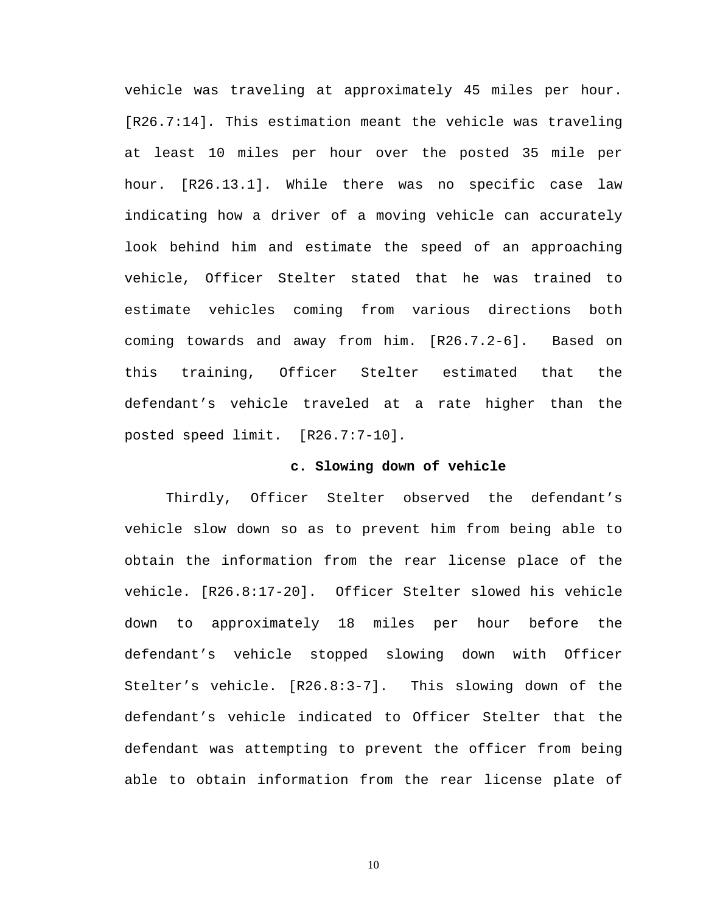vehicle was traveling at approximately 45 miles per hour. [R26.7:14]. This estimation meant the vehicle was traveling at least 10 miles per hour over the posted 35 mile per hour. [R26.13.1]. While there was no specific case law indicating how a driver of a moving vehicle can accurately look behind him and estimate the speed of an approaching vehicle, Officer Stelter stated that he was trained to estimate vehicles coming from various directions both coming towards and away from him. [R26.7.2-6]. Based on this training, Officer Stelter estimated that the defendant's vehicle traveled at a rate higher than the posted speed limit. [R26.7:7-10].

**c. Slowing down of vehicle**

Thirdly, Officer Stelter observed the defendant's vehicle slow down so as to prevent him from being able to obtain the information from the rear license place of the vehicle. [R26.8:17-20]. Officer Stelter slowed his vehicle down to approximately 18 miles per hour before the defendant's vehicle stopped slowing down with Officer Stelter's vehicle. [R26.8:3-7]. This slowing down of the defendant's vehicle indicated to Officer Stelter that the defendant was attempting to prevent the officer from being able to obtain information from the rear license plate of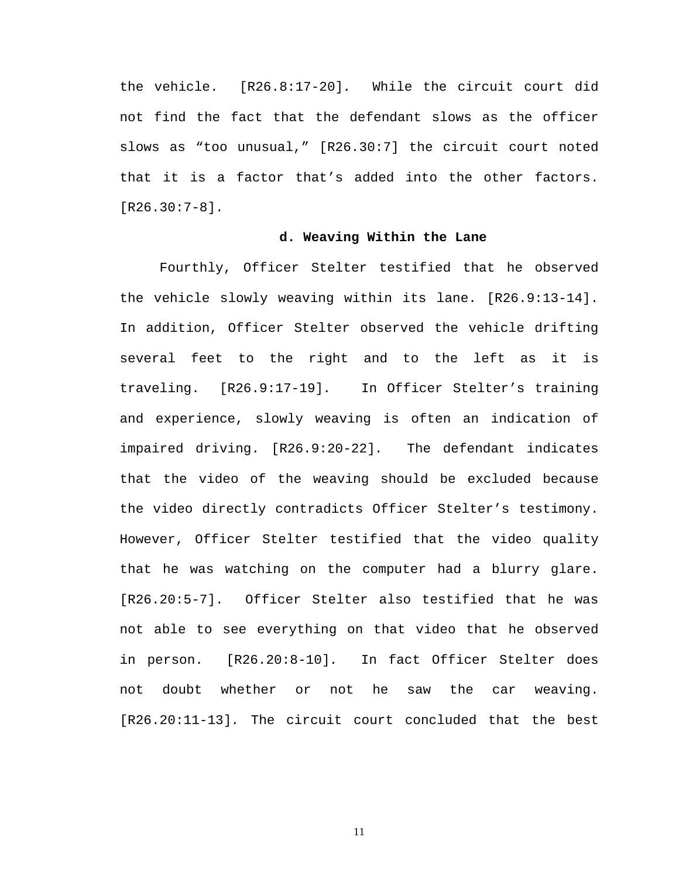the vehicle. [R26.8:17-20]. While the circuit court did not find the fact that the defendant slows as the officer slows as "too unusual," [R26.30:7] the circuit court noted that it is a factor that's added into the other factors. [R26.30:7-8].

**d. Weaving Within the Lane**

Fourthly, Officer Stelter testified that he observed the vehicle slowly weaving within its lane. [R26.9:13-14]. In addition, Officer Stelter observed the vehicle drifting several feet to the right and to the left as it is traveling. [R26.9:17-19]. In Officer Stelter's training and experience, slowly weaving is often an indication of impaired driving. [R26.9:20-22]. The defendant indicates that the video of the weaving should be excluded because the video directly contradicts Officer Stelter's testimony. However, Officer Stelter testified that the video quality that he was watching on the computer had a blurry glare. [R26.20:5-7]. Officer Stelter also testified that he was not able to see everything on that video that he observed in person. [R26.20:8-10]. In fact Officer Stelter does not doubt whether or not he saw the car weaving. [R26.20:11-13]. The circuit court concluded that the best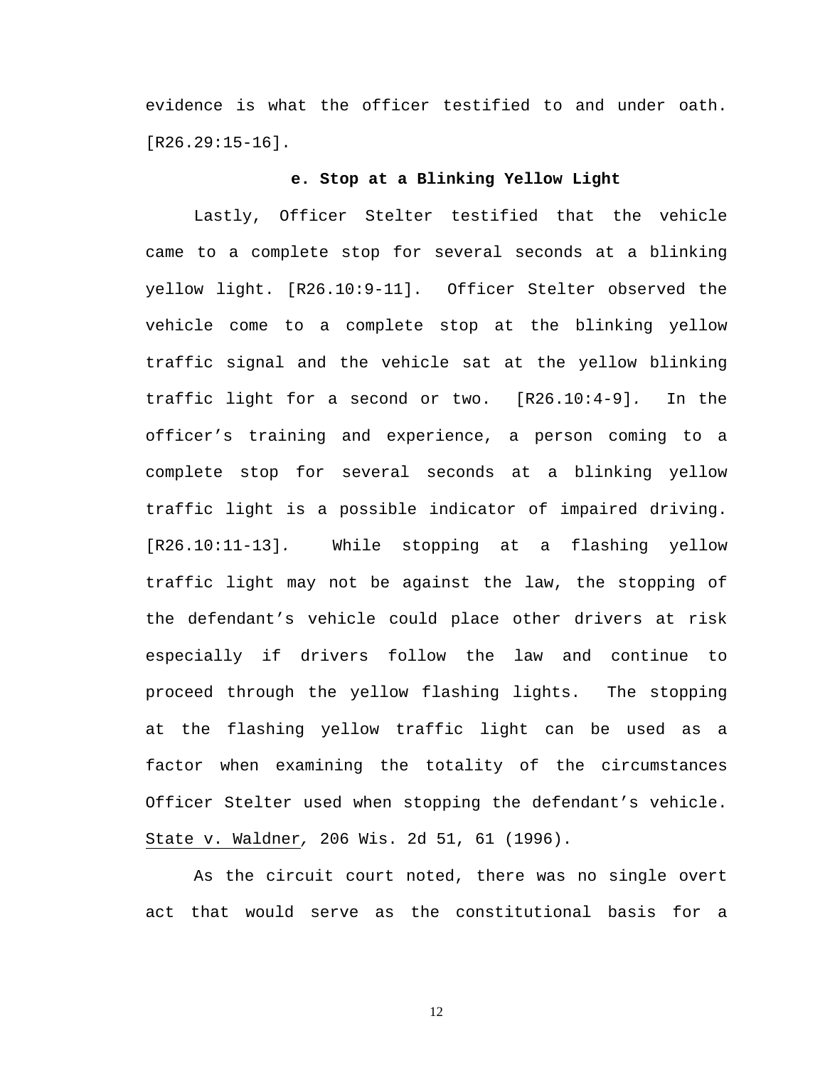evidence is what the officer testified to and under oath. [R26.29:15-16].

### e. Stop at a Blinking Yellow Light

Lastly, Officer Stelter testified that the vehicle came to a complete stop for several seconds at a blinking yellow light. [R26.10:9-11]. Officer Stelter observed the vehicle come to a complete stop at the blinking yellow traffic signal and the vehicle sat at the yellow blinking traffic light for a second or two. [R26.10:4-9]. In the officer's training and experience, a person coming to a complete stop for several seconds at a blinking yellow traffic light is a possible indicator of impaired driving. [R26.10:11-13]. While stopping at a flashing yellow traffic light may not be against the law, the stopping of the defendant's vehicle could place other drivers at risk especially if drivers follow the law and continue to proceed through the yellow flashing lights. The stopping at the flashing yellow traffic light can be used as a factor when examining the totality of the circumstances Officer Stelter used when stopping the defendant's vehicle. State v. Waldner, 206 Wis. 2d 51, 61 (1996).

As the circuit court noted, there was no single overt act that would serve as the constitutional basis for a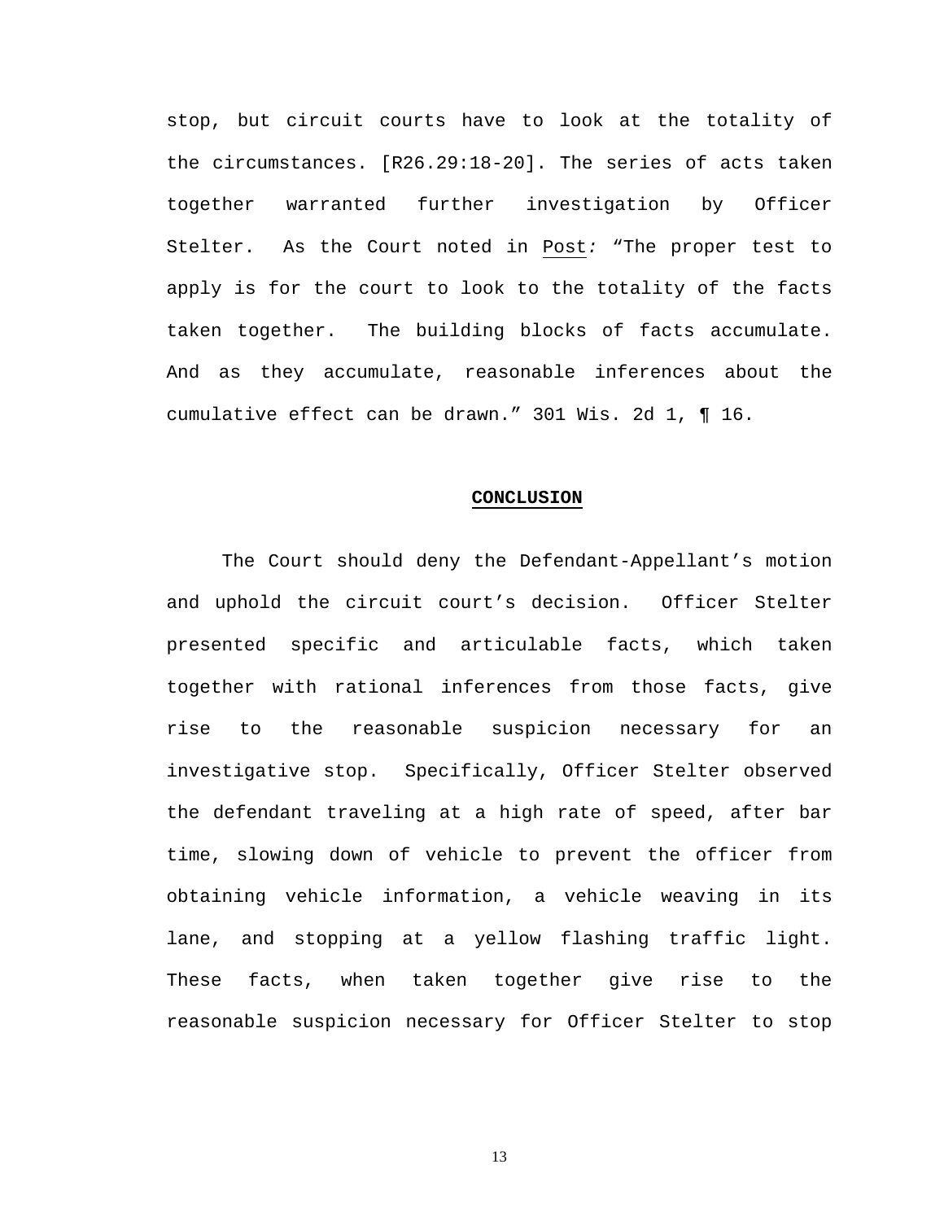stop, but circuit courts have to look at the totality of the circumstances. [R26.29:18-20]. The series of acts taken together warranted further investigation by Officer Stelter. As the Court noted in Post*:* "The proper test to apply is for the court to look to the totality of the facts taken together. The building blocks of facts accumulate. And as they accumulate, reasonable inferences about the cumulative effect can be drawn." 301 Wis. 2d 1, ¶ 16.

## **CONCLUSION**

The Court should deny the Defendant-Appellant's motion and uphold the circuit court's decision. Officer Stelter presented specific and articulable facts, which taken together with rational inferences from those facts, give rise to the reasonable suspicion necessary for an investigative stop. Specifically, Officer Stelter observed the defendant traveling at a high rate of speed, after bar time, slowing down of vehicle to prevent the officer from obtaining vehicle information, a vehicle weaving in its lane, and stopping at a yellow flashing traffic light. These facts, when taken together give rise to the reasonable suspicion necessary for Officer Stelter to stop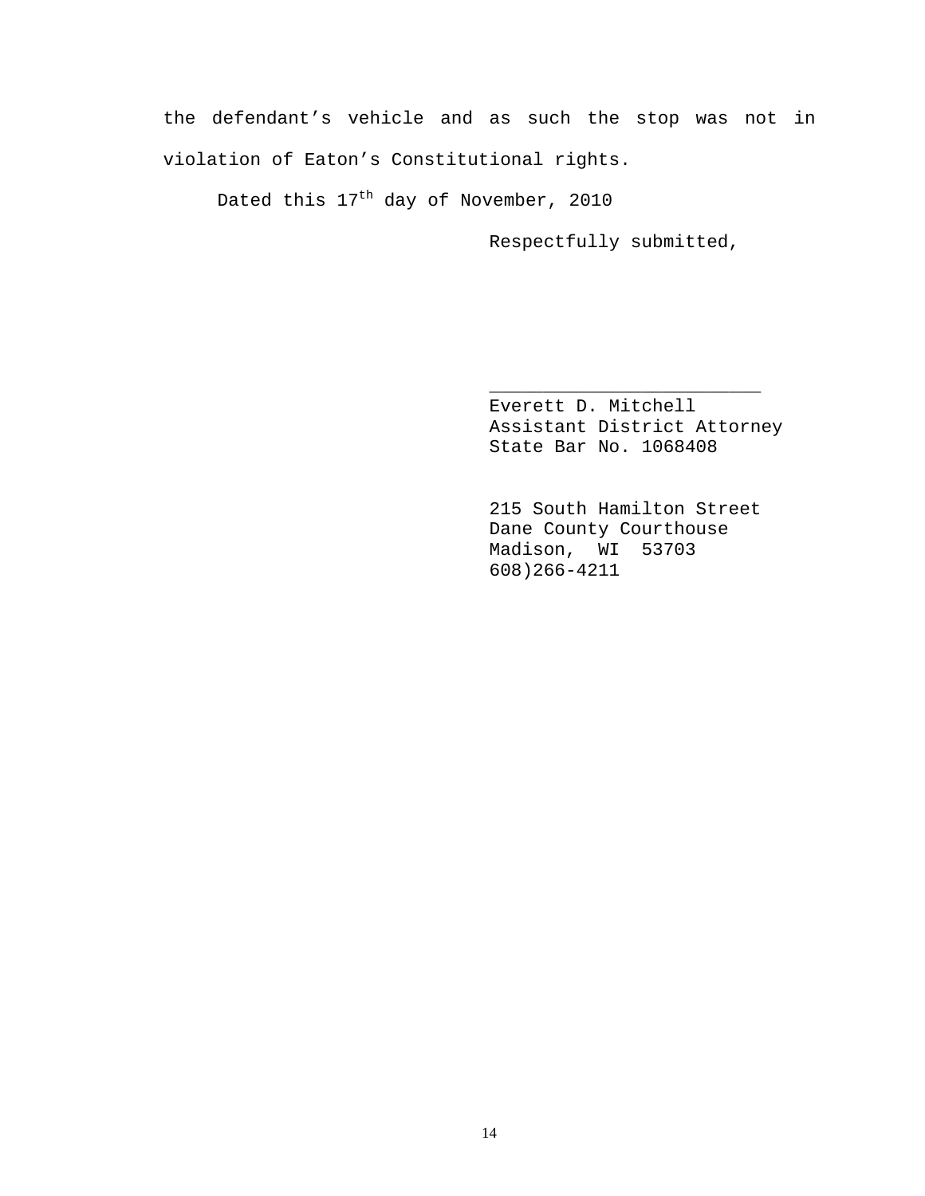the defendant's vehicle and as such the stop was not in violation of Eaton's Constitutional rights.

Dated this 17th day of November, 2010

Respectfully submitted,

\_\_\_\_\_\_\_\_\_\_\_\_\_\_\_\_\_\_\_\_\_\_\_\_\_

Everett D. Mitchell  
Assistant District Attorney  
State Bar No. 1068408

215 South Hamilton Street  
Dane County Courthouse  
Madison, WI 53703  
608)266-4211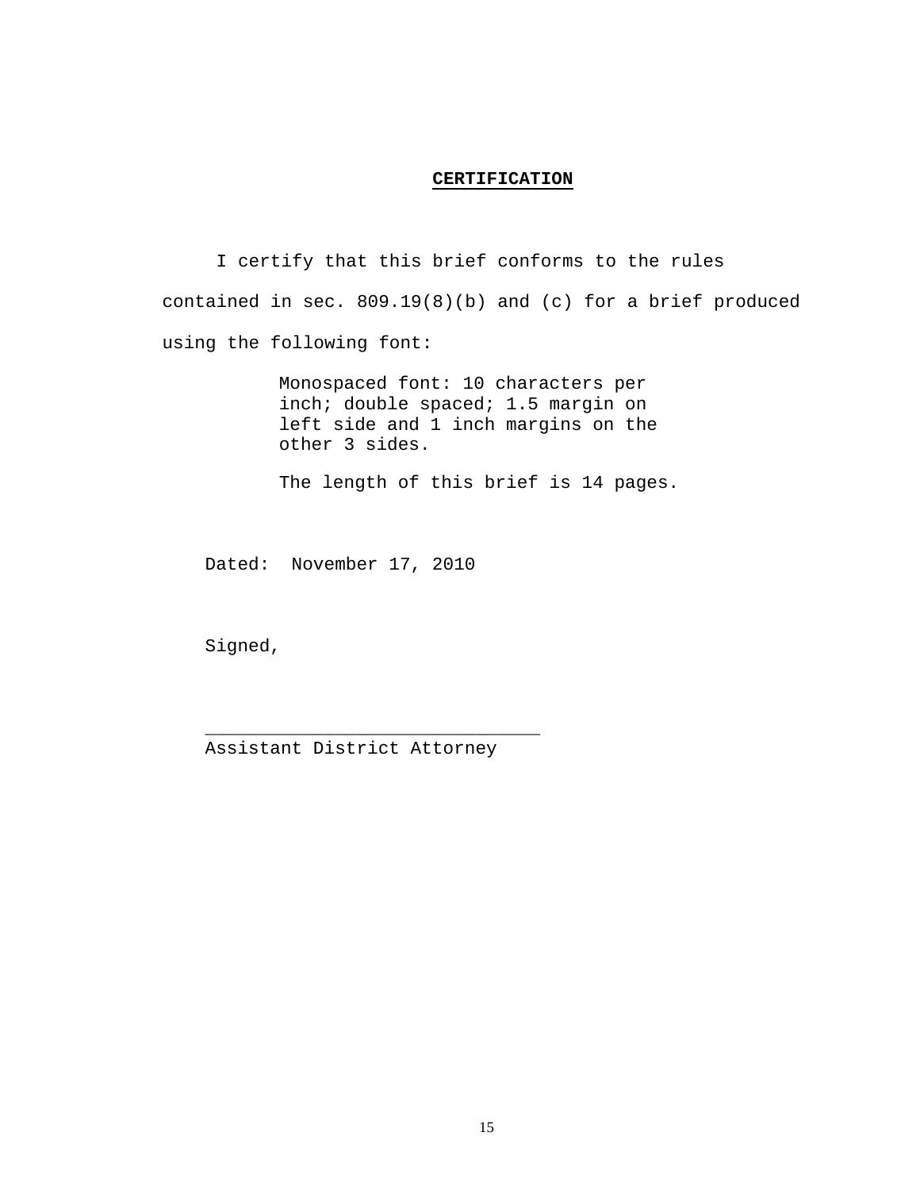**CERTIFICATION**

I certify that this brief conforms to the rules contained in sec. 809.19(8)(b) and (c) for a brief produced using the following font:

> Monospaced font: 10 characters per inch; double spaced; 1.5 margin on left side and 1 inch margins on the other 3 sides.
>
> The length of this brief is 14 pages.

Dated: November 17, 2010

Signed,

______________________________
Assistant District Attorney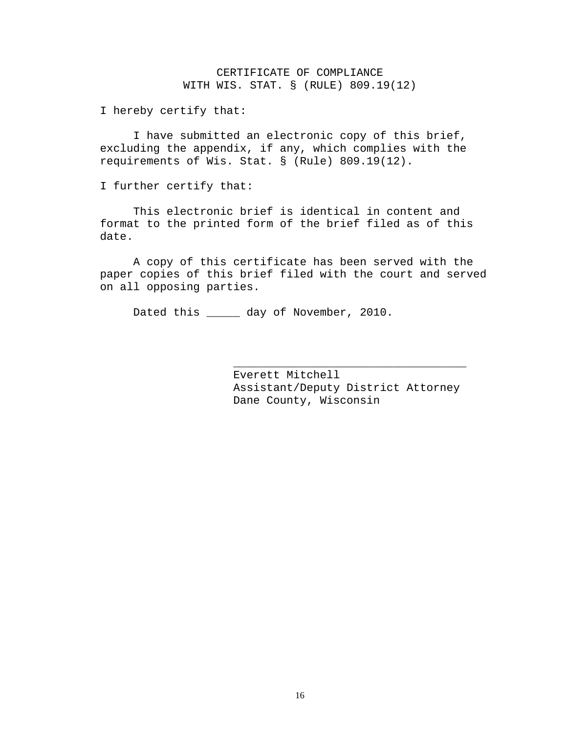# CERTIFICATE OF COMPLIANCE
# WITH WIS. STAT. § (RULE) 809.19(12)

I hereby certify that:

I have submitted an electronic copy of this brief, excluding the appendix, if any, which complies with the requirements of Wis. Stat. § (Rule) 809.19(12).

I further certify that:

This electronic brief is identical in content and format to the printed form of the brief filed as of this date.

A copy of this certificate has been served with the paper copies of this brief filed with the court and served on all opposing parties.

Dated this _____ day of November, 2010.

___________________________________
Everett Mitchell
Assistant/Deputy District Attorney
Dane County, Wisconsin